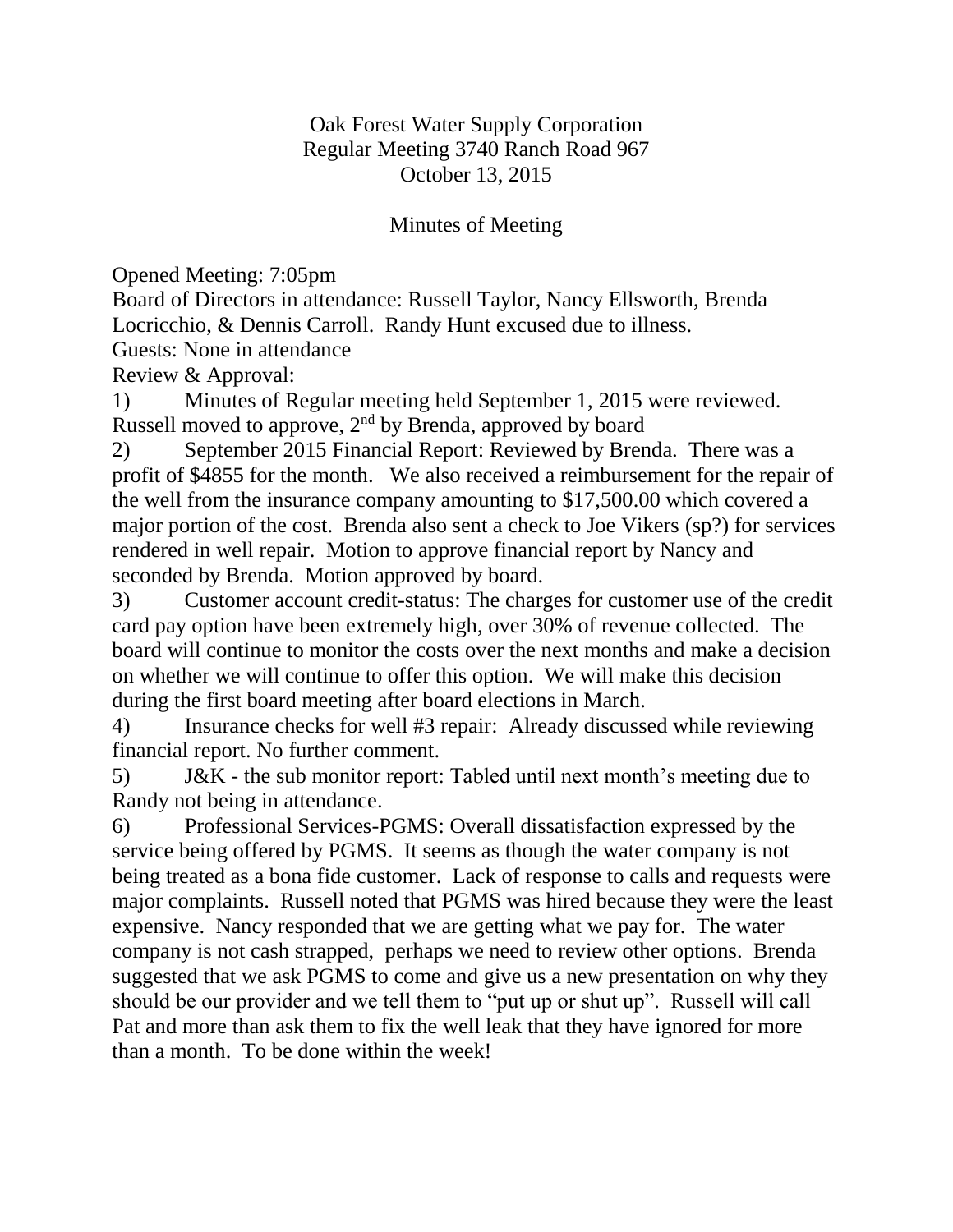# Oak Forest Water Supply Corporation
## Regular Meeting 3740 Ranch Road 967
## October 13, 2015

## Minutes of Meeting

Opened Meeting: 7:05pm

Board of Directors in attendance: Russell Taylor, Nancy Ellsworth, Brenda Locricchio, & Dennis Carroll. Randy Hunt excused due to illness.

Guests: None in attendance

Review & Approval:

1) Minutes of Regular meeting held September 1, 2015 were reviewed. Russell moved to approve, 2nd by Brenda, approved by board

2) September 2015 Financial Report: Reviewed by Brenda. There was a profit of $4855 for the month. We also received a reimbursement for the repair of the well from the insurance company amounting to $17,500.00 which covered a major portion of the cost. Brenda also sent a check to Joe Vikers (sp?) for services rendered in well repair. Motion to approve financial report by Nancy and seconded by Brenda. Motion approved by board.

3) Customer account credit-status: The charges for customer use of the credit card pay option have been extremely high, over 30% of revenue collected. The board will continue to monitor the costs over the next months and make a decision on whether we will continue to offer this option. We will make this decision during the first board meeting after board elections in March.

4) Insurance checks for well #3 repair: Already discussed while reviewing financial report. No further comment.

5) J&K - the sub monitor report: Tabled until next month's meeting due to Randy not being in attendance.

6) Professional Services-PGMS: Overall dissatisfaction expressed by the service being offered by PGMS. It seems as though the water company is not being treated as a bona fide customer. Lack of response to calls and requests were major complaints. Russell noted that PGMS was hired because they were the least expensive. Nancy responded that we are getting what we pay for. The water company is not cash strapped, perhaps we need to review other options. Brenda suggested that we ask PGMS to come and give us a new presentation on why they should be our provider and we tell them to "put up or shut up". Russell will call Pat and more than ask them to fix the well leak that they have ignored for more than a month. To be done within the week!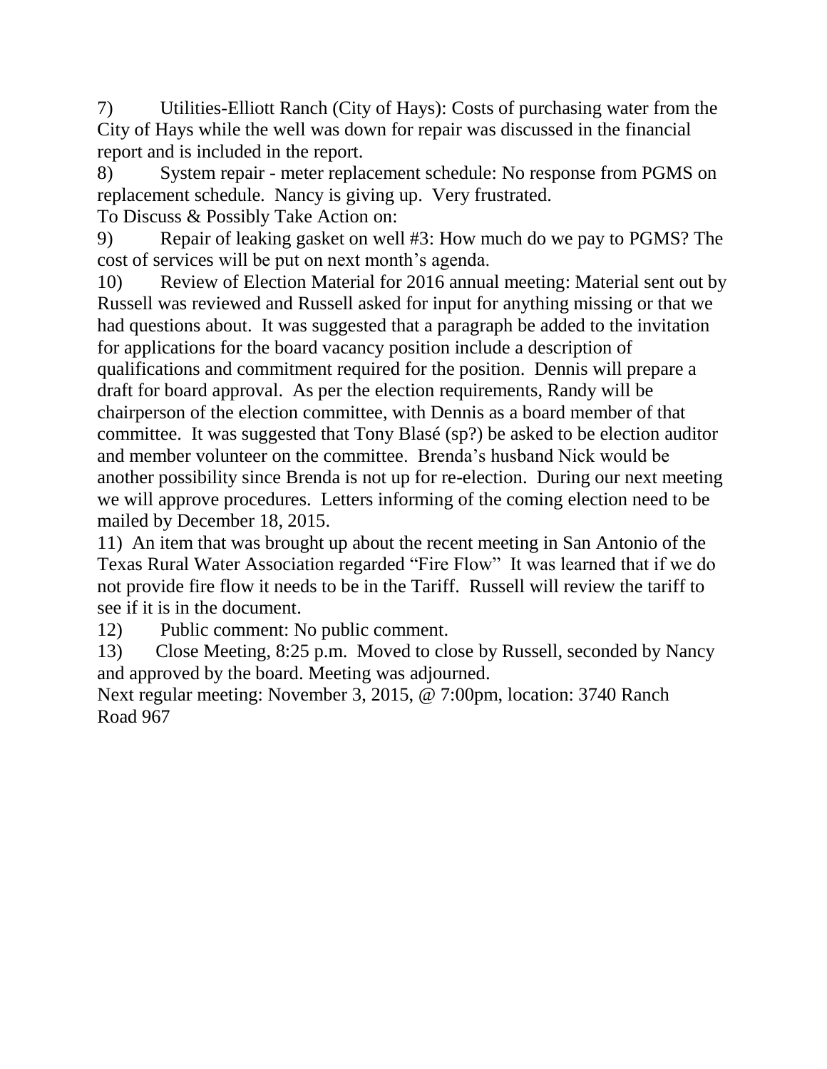7) Utilities-Elliott Ranch (City of Hays): Costs of purchasing water from the City of Hays while the well was down for repair was discussed in the financial report and is included in the report.

8) System repair - meter replacement schedule: No response from PGMS on replacement schedule. Nancy is giving up. Very frustrated.

To Discuss & Possibly Take Action on:

9) Repair of leaking gasket on well #3: How much do we pay to PGMS? The cost of services will be put on next month's agenda.

10) Review of Election Material for 2016 annual meeting: Material sent out by Russell was reviewed and Russell asked for input for anything missing or that we had questions about. It was suggested that a paragraph be added to the invitation for applications for the board vacancy position include a description of qualifications and commitment required for the position. Dennis will prepare a draft for board approval. As per the election requirements, Randy will be chairperson of the election committee, with Dennis as a board member of that committee. It was suggested that Tony Blasé (sp?) be asked to be election auditor and member volunteer on the committee. Brenda's husband Nick would be another possibility since Brenda is not up for re-election. During our next meeting we will approve procedures. Letters informing of the coming election need to be mailed by December 18, 2015.

11) An item that was brought up about the recent meeting in San Antonio of the Texas Rural Water Association regarded "Fire Flow" It was learned that if we do not provide fire flow it needs to be in the Tariff. Russell will review the tariff to see if it is in the document.

12) Public comment: No public comment.

13) Close Meeting, 8:25 p.m. Moved to close by Russell, seconded by Nancy and approved by the board. Meeting was adjourned.

Next regular meeting: November 3, 2015, @ 7:00pm, location: 3740 Ranch Road 967